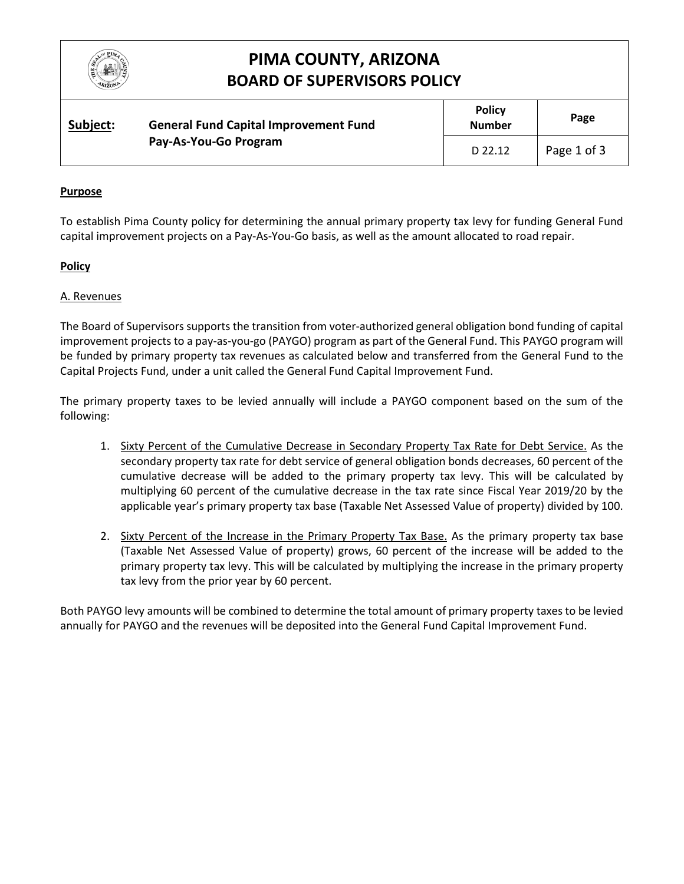# PIMA COUNTY, ARIZONA
## BOARD OF SUPERVISORS POLICY

| **Subject:** General Fund Capital Improvement Fund Pay-As-You-Go Program | **Policy Number** | **Page** |
|---|---|---|
| | D 22.12 | Page 1 of 3 |

**Purpose**

To establish Pima County policy for determining the annual primary property tax levy for funding General Fund capital improvement projects on a Pay-As-You-Go basis, as well as the amount allocated to road repair.

**Policy**

A. Revenues

The Board of Supervisors supports the transition from voter-authorized general obligation bond funding of capital improvement projects to a pay-as-you-go (PAYGO) program as part of the General Fund. This PAYGO program will be funded by primary property tax revenues as calculated below and transferred from the General Fund to the Capital Projects Fund, under a unit called the General Fund Capital Improvement Fund.

The primary property taxes to be levied annually will include a PAYGO component based on the sum of the following:

1. Sixty Percent of the Cumulative Decrease in Secondary Property Tax Rate for Debt Service. As the secondary property tax rate for debt service of general obligation bonds decreases, 60 percent of the cumulative decrease will be added to the primary property tax levy. This will be calculated by multiplying 60 percent of the cumulative decrease in the tax rate since Fiscal Year 2019/20 by the applicable year's primary property tax base (Taxable Net Assessed Value of property) divided by 100.

2. Sixty Percent of the Increase in the Primary Property Tax Base. As the primary property tax base (Taxable Net Assessed Value of property) grows, 60 percent of the increase will be added to the primary property tax levy. This will be calculated by multiplying the increase in the primary property tax levy from the prior year by 60 percent.

Both PAYGO levy amounts will be combined to determine the total amount of primary property taxes to be levied annually for PAYGO and the revenues will be deposited into the General Fund Capital Improvement Fund.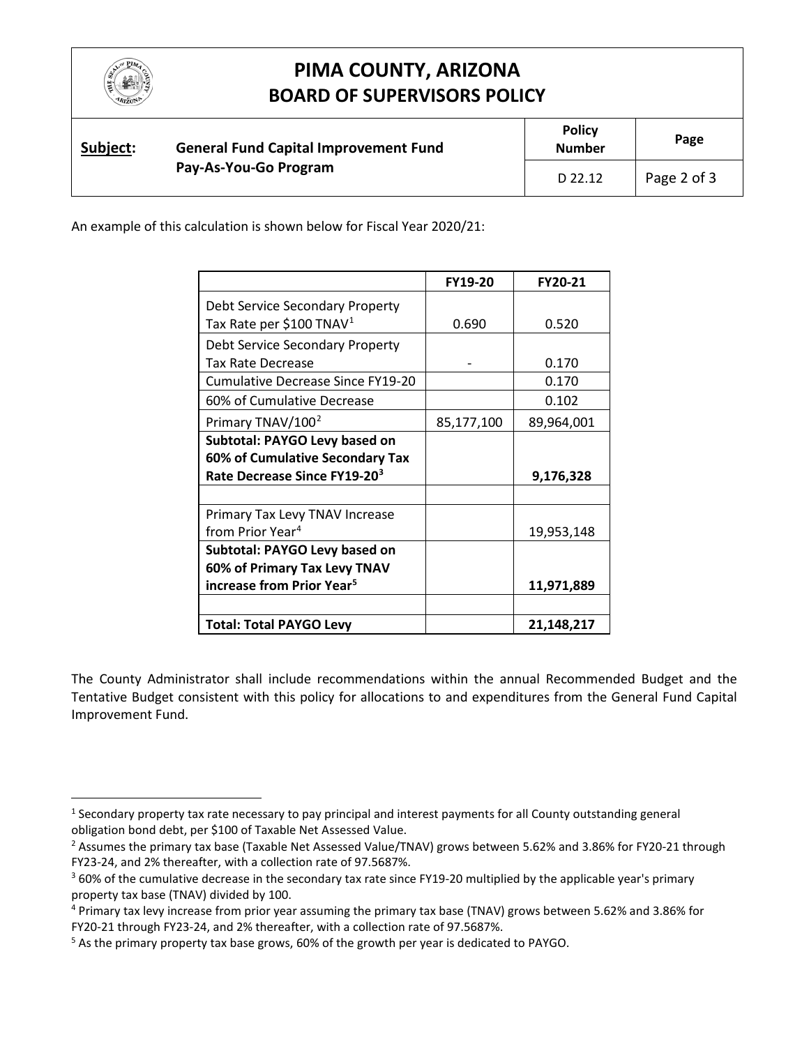An example of this calculation is shown below for Fiscal Year 2020/21:

| | FY19-20 | FY20-21 |
|---|---|---|
| Debt Service Secondary Property Tax Rate per $100 TNAV[1] | 0.690 | 0.520 |
| Debt Service Secondary Property Tax Rate Decrease | - | 0.170 |
| Cumulative Decrease Since FY19-20 | | 0.170 |
| 60% of Cumulative Decrease | | 0.102 |
| Primary TNAV/100[2] | 85,177,100 | 89,964,001 |
| **Subtotal: PAYGO Levy based on 60% of Cumulative Secondary Tax Rate Decrease Since FY19-20[3]** | | **9,176,328** |
| | | |
| Primary Tax Levy TNAV Increase from Prior Year[4] | | 19,953,148 |
| **Subtotal: PAYGO Levy based on 60% of Primary Tax Levy TNAV increase from Prior Year[5]** | | **11,971,889** |
| | | |
| **Total: Total PAYGO Levy** | | **21,148,217** |

The County Administrator shall include recommendations within the annual Recommended Budget and the Tentative Budget consistent with this policy for allocations to and expenditures from the General Fund Capital Improvement Fund.

---

[1] Secondary property tax rate necessary to pay principal and interest payments for all County outstanding general obligation bond debt, per $100 of Taxable Net Assessed Value.

[2] Assumes the primary tax base (Taxable Net Assessed Value/TNAV) grows between 5.62% and 3.86% for FY20-21 through FY23-24, and 2% thereafter, with a collection rate of 97.5687%.

[3] 60% of the cumulative decrease in the secondary tax rate since FY19-20 multiplied by the applicable year's primary property tax base (TNAV) divided by 100.

[4] Primary tax levy increase from prior year assuming the primary tax base (TNAV) grows between 5.62% and 3.86% for FY20-21 through FY23-24, and 2% thereafter, with a collection rate of 97.5687%.

[5] As the primary property tax base grows, 60% of the growth per year is dedicated to PAYGO.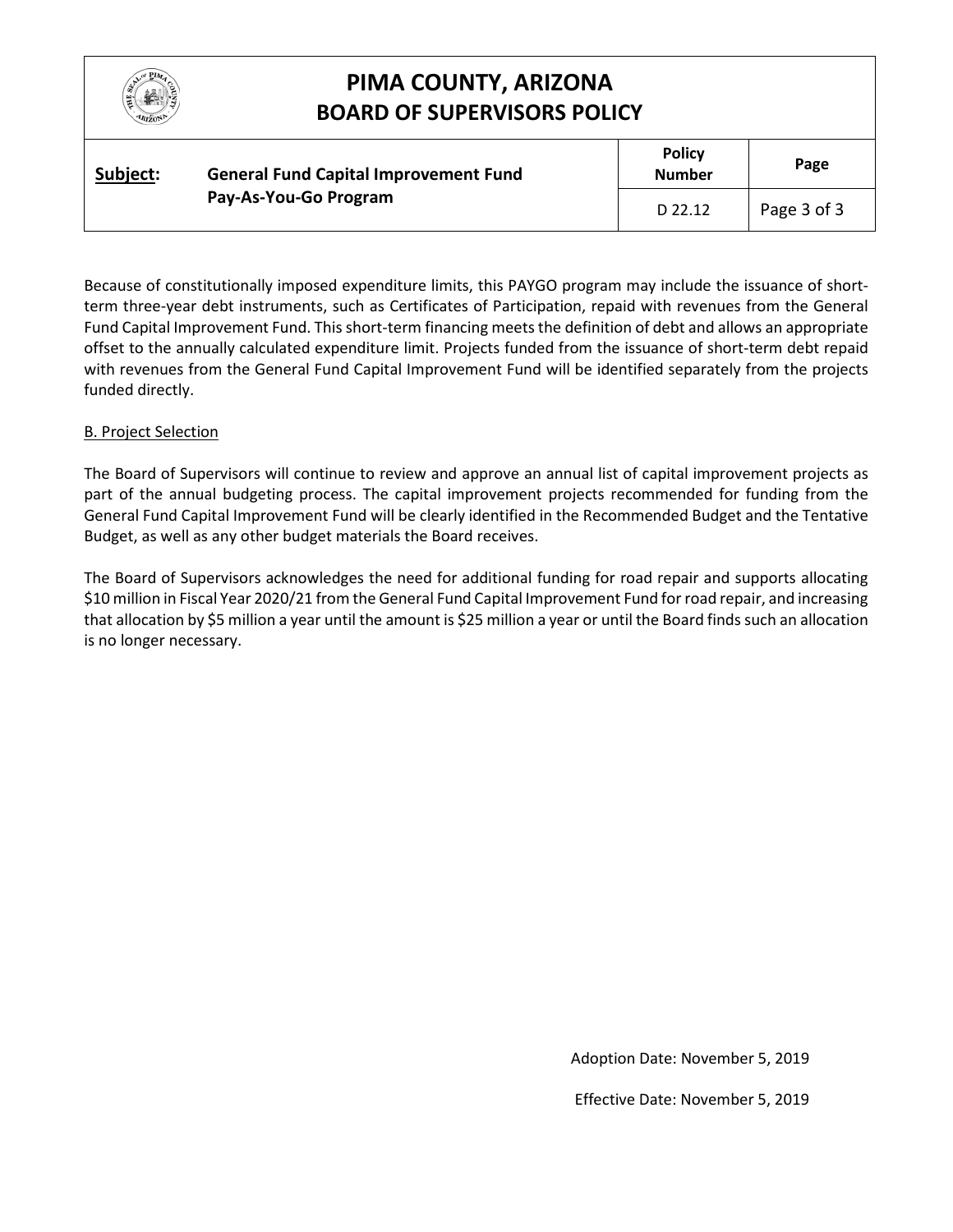Because of constitutionally imposed expenditure limits, this PAYGO program may include the issuance of short-term three-year debt instruments, such as Certificates of Participation, repaid with revenues from the General Fund Capital Improvement Fund. This short-term financing meets the definition of debt and allows an appropriate offset to the annually calculated expenditure limit. Projects funded from the issuance of short-term debt repaid with revenues from the General Fund Capital Improvement Fund will be identified separately from the projects funded directly.

B. Project Selection

The Board of Supervisors will continue to review and approve an annual list of capital improvement projects as part of the annual budgeting process. The capital improvement projects recommended for funding from the General Fund Capital Improvement Fund will be clearly identified in the Recommended Budget and the Tentative Budget, as well as any other budget materials the Board receives.

The Board of Supervisors acknowledges the need for additional funding for road repair and supports allocating $10 million in Fiscal Year 2020/21 from the General Fund Capital Improvement Fund for road repair, and increasing that allocation by $5 million a year until the amount is $25 million a year or until the Board finds such an allocation is no longer necessary.

Adoption Date: November 5, 2019

Effective Date: November 5, 2019